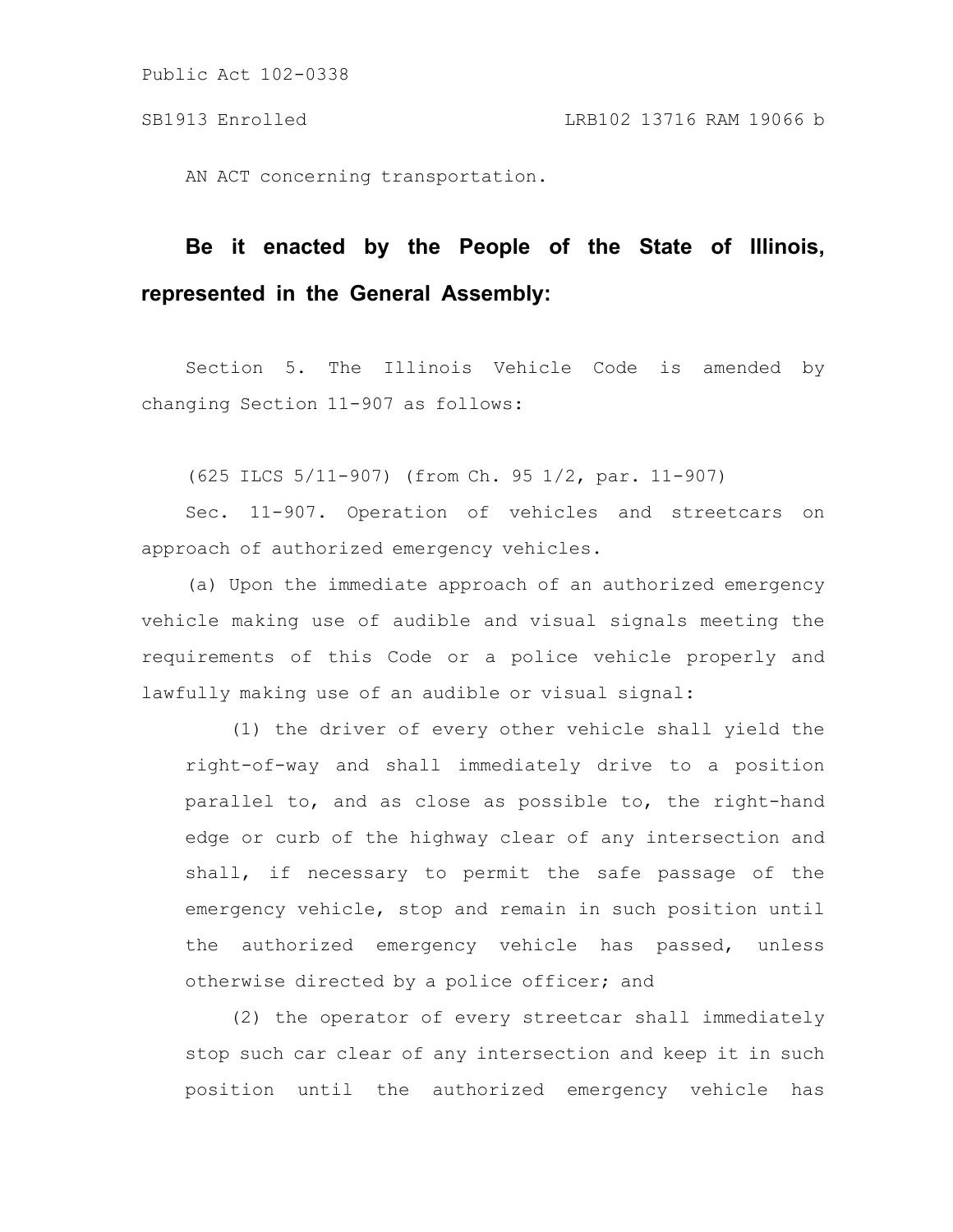Public Act 102-0338

SB1913 Enrolled LRB102 13716 RAM 19066 b

AN ACT concerning transportation.

**Be it enacted by the People of the State of Illinois, represented in the General Assembly:**

Section 5. The Illinois Vehicle Code is amended by changing Section 11-907 as follows:

(625 ILCS 5/11-907) (from Ch. 95 1/2, par. 11-907)

Sec. 11-907. Operation of vehicles and streetcars on approach of authorized emergency vehicles.

(a) Upon the immediate approach of an authorized emergency vehicle making use of audible and visual signals meeting the requirements of this Code or a police vehicle properly and lawfully making use of an audible or visual signal:

(1) the driver of every other vehicle shall yield the right-of-way and shall immediately drive to a position parallel to, and as close as possible to, the right-hand edge or curb of the highway clear of any intersection and shall, if necessary to permit the safe passage of the emergency vehicle, stop and remain in such position until the authorized emergency vehicle has passed, unless otherwise directed by a police officer; and

(2) the operator of every streetcar shall immediately stop such car clear of any intersection and keep it in such position until the authorized emergency vehicle has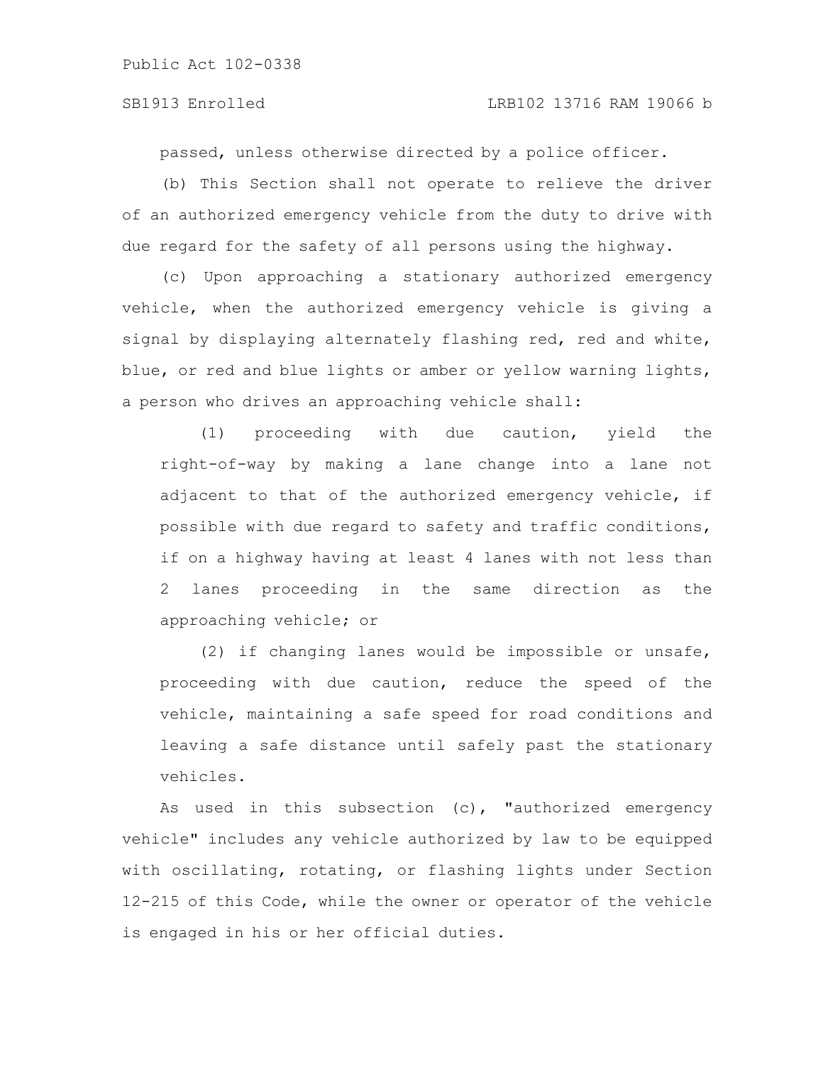passed, unless otherwise directed by a police officer.

(b) This Section shall not operate to relieve the driver of an authorized emergency vehicle from the duty to drive with due regard for the safety of all persons using the highway.

(c) Upon approaching a stationary authorized emergency vehicle, when the authorized emergency vehicle is giving a signal by displaying alternately flashing red, red and white, blue, or red and blue lights or amber or yellow warning lights, a person who drives an approaching vehicle shall:

(1) proceeding with due caution, yield the right-of-way by making a lane change into a lane not adjacent to that of the authorized emergency vehicle, if possible with due regard to safety and traffic conditions, if on a highway having at least 4 lanes with not less than 2 lanes proceeding in the same direction as the approaching vehicle; or

(2) if changing lanes would be impossible or unsafe, proceeding with due caution, reduce the speed of the vehicle, maintaining a safe speed for road conditions and leaving a safe distance until safely past the stationary vehicles.

As used in this subsection (c), "authorized emergency vehicle" includes any vehicle authorized by law to be equipped with oscillating, rotating, or flashing lights under Section 12-215 of this Code, while the owner or operator of the vehicle is engaged in his or her official duties.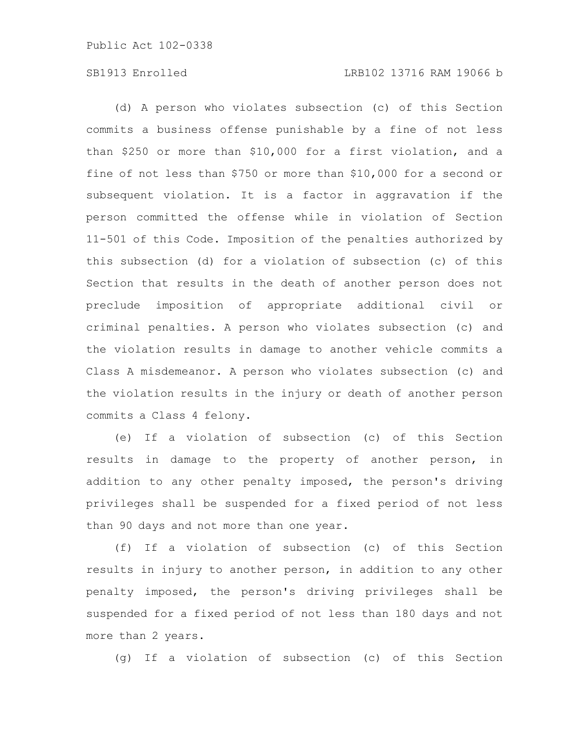(d) A person who violates subsection (c) of this Section commits a business offense punishable by a fine of not less than $250 or more than $10,000 for a first violation, and a fine of not less than $750 or more than $10,000 for a second or subsequent violation. It is a factor in aggravation if the person committed the offense while in violation of Section 11-501 of this Code. Imposition of the penalties authorized by this subsection (d) for a violation of subsection (c) of this Section that results in the death of another person does not preclude imposition of appropriate additional civil or criminal penalties. A person who violates subsection (c) and the violation results in damage to another vehicle commits a Class A misdemeanor. A person who violates subsection (c) and the violation results in the injury or death of another person commits a Class 4 felony.

(e) If a violation of subsection (c) of this Section results in damage to the property of another person, in addition to any other penalty imposed, the person's driving privileges shall be suspended for a fixed period of not less than 90 days and not more than one year.

(f) If a violation of subsection (c) of this Section results in injury to another person, in addition to any other penalty imposed, the person's driving privileges shall be suspended for a fixed period of not less than 180 days and not more than 2 years.

(g) If a violation of subsection (c) of this Section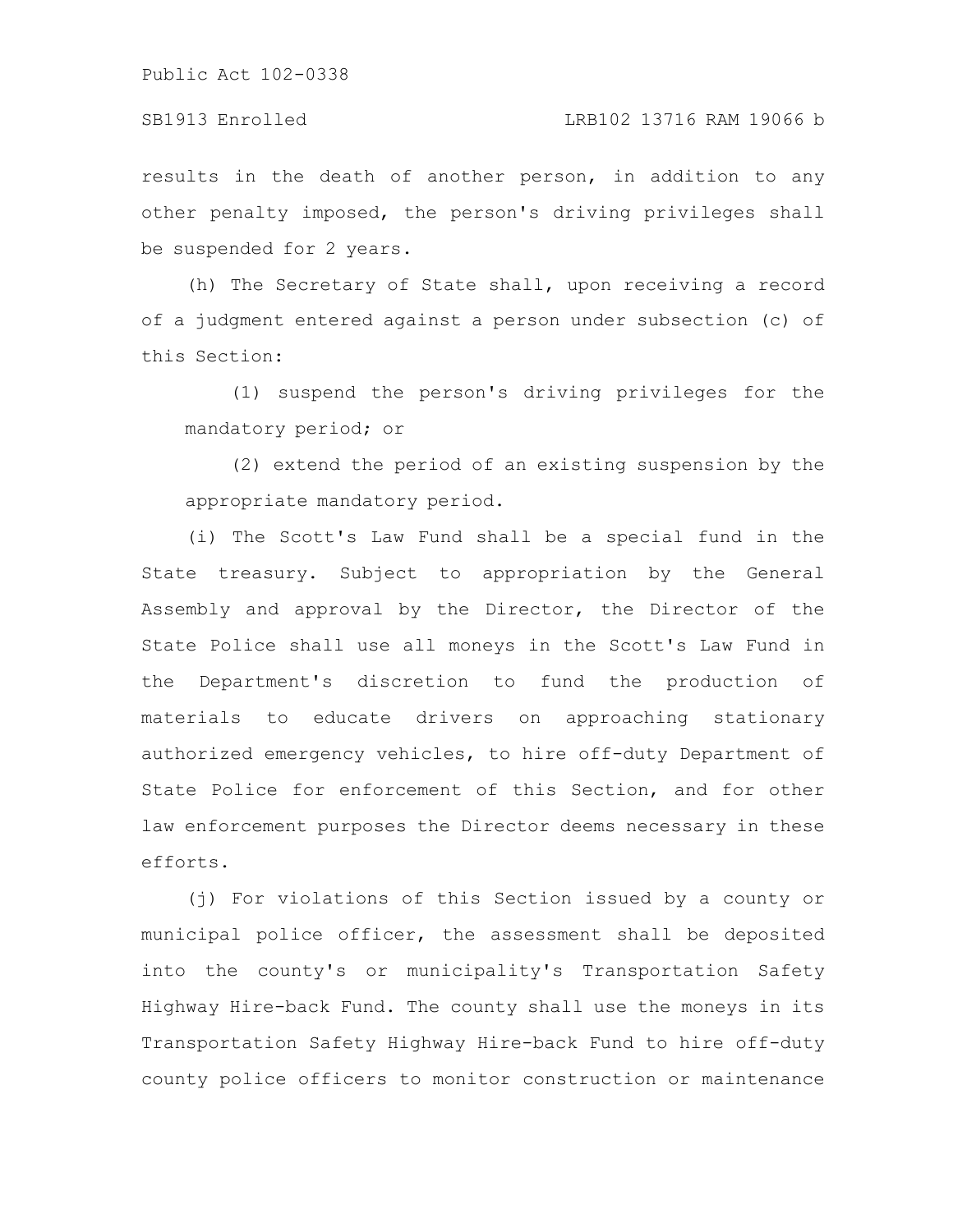results in the death of another person, in addition to any other penalty imposed, the person's driving privileges shall be suspended for 2 years.

(h) The Secretary of State shall, upon receiving a record of a judgment entered against a person under subsection (c) of this Section:

(1) suspend the person's driving privileges for the mandatory period; or

(2) extend the period of an existing suspension by the appropriate mandatory period.

(i) The Scott's Law Fund shall be a special fund in the State treasury. Subject to appropriation by the General Assembly and approval by the Director, the Director of the State Police shall use all moneys in the Scott's Law Fund in the Department's discretion to fund the production of materials to educate drivers on approaching stationary authorized emergency vehicles, to hire off-duty Department of State Police for enforcement of this Section, and for other law enforcement purposes the Director deems necessary in these efforts.

(j) For violations of this Section issued by a county or municipal police officer, the assessment shall be deposited into the county's or municipality's Transportation Safety Highway Hire-back Fund. The county shall use the moneys in its Transportation Safety Highway Hire-back Fund to hire off-duty county police officers to monitor construction or maintenance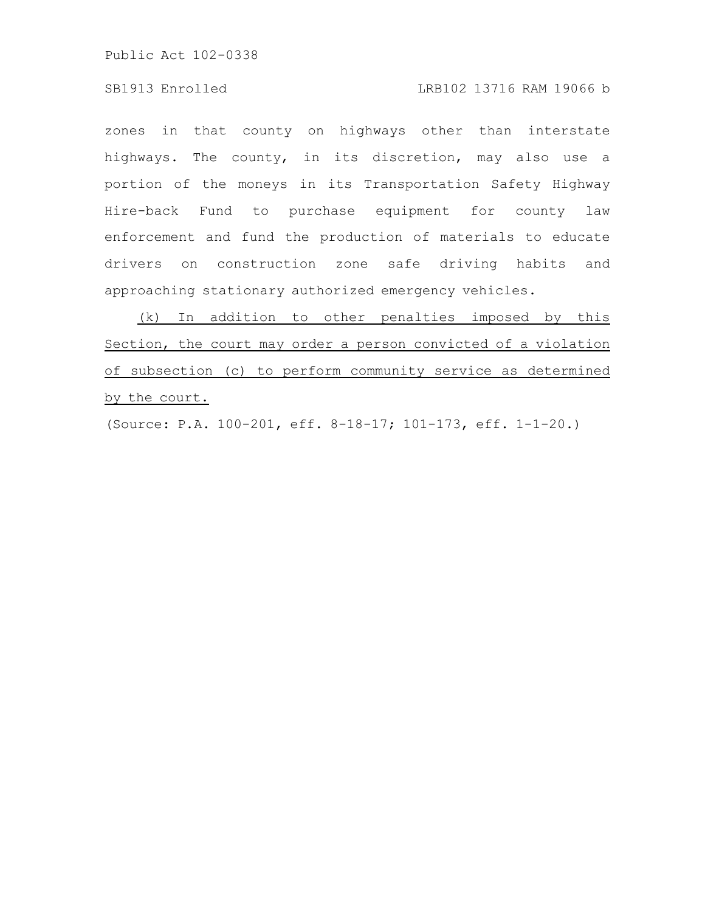zones in that county on highways other than interstate highways. The county, in its discretion, may also use a portion of the moneys in its Transportation Safety Highway Hire-back Fund to purchase equipment for county law enforcement and fund the production of materials to educate drivers on construction zone safe driving habits and approaching stationary authorized emergency vehicles.

(k) In addition to other penalties imposed by this Section, the court may order a person convicted of a violation of subsection (c) to perform community service as determined by the court.

(Source: P.A. 100-201, eff. 8-18-17; 101-173, eff. 1-1-20.)